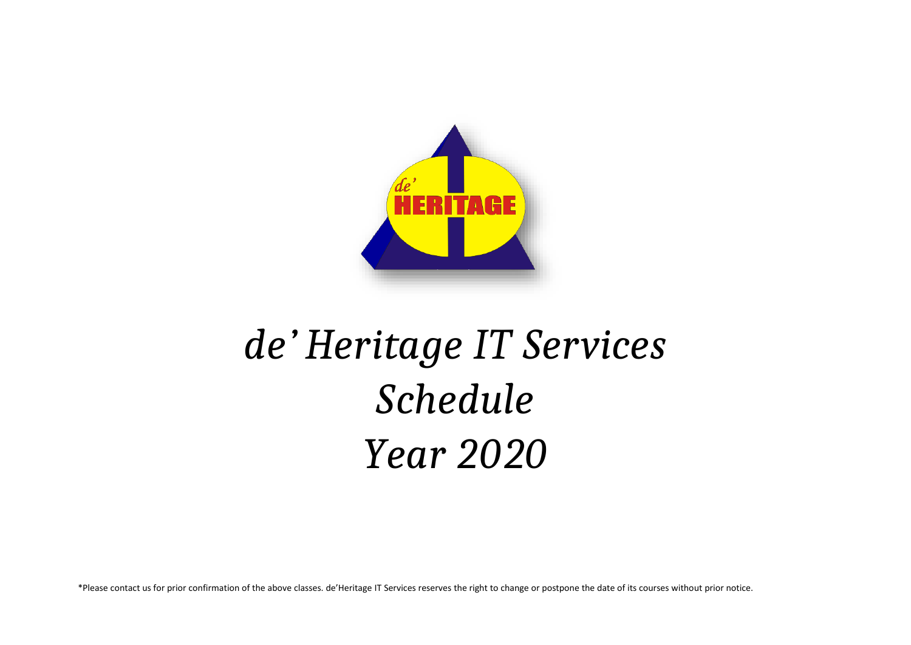# *de' Heritage IT Services Schedule Year 2020*

\*Please contact us for prior confirmation of the above classes. de'Heritage IT Services reserves the right to change or postpone the date of its courses without prior notice.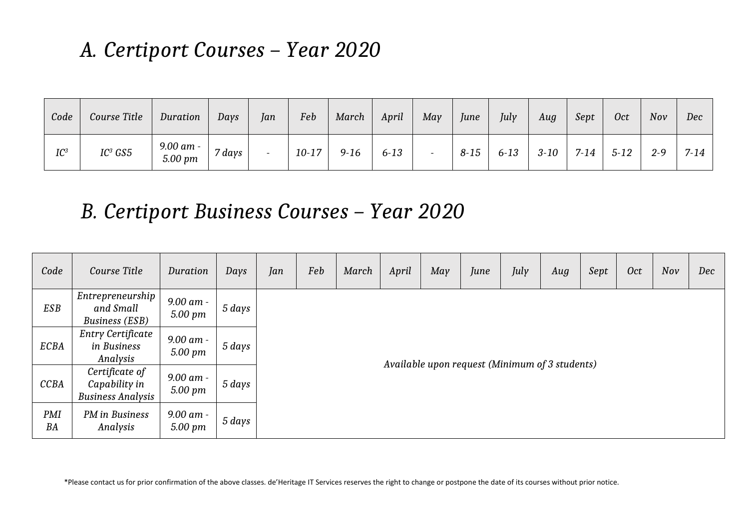## *A. Certiport Courses – Year 2020*

| *Code* | *Course Title* | *Duration* | *Days* | *Jan* | *Feb* | *March* | *April* | *May* | *June* | *July* | *Aug* | *Sept* | *Oct* | *Nov* | *Dec* |
|---|---|---|---|---|---|---|---|---|---|---|---|---|---|---|---|
| *IC³* | *IC³ GS5* | *9.00 am - 5.00 pm* | *7 days* | - | *10-17* | *9-16* | *6-13* | - | *8-15* | *6-13* | *3-10* | *7-14* | *5-12* | *2-9* | *7-14* |

## *B. Certiport Business Courses – Year 2020*

| *Code* | *Course Title* | *Duration* | *Days* | *Jan* | *Feb* | *March* | *April* | *May* | *June* | *July* | *Aug* | *Sept* | *Oct* | *Nov* | *Dec* |
|---|---|---|---|---|---|---|---|---|---|---|---|---|---|---|---|
| *ESB* | *Entrepreneurship and Small Business (ESB)* | *9.00 am - 5.00 pm* | *5 days* | *Available upon request (Minimum of 3 students)* | | | | | | | | | | | |
| *ECBA* | *Entry Certificate in Business Analysis* | *9.00 am - 5.00 pm* | *5 days* | | | | | | | | | | | | |
| *CCBA* | *Certificate of Capability in Business Analysis* | *9.00 am - 5.00 pm* | *5 days* | | | | | | | | | | | | |
| *PMI BA* | *PM in Business Analysis* | *9.00 am - 5.00 pm* | *5 days* | | | | | | | | | | | | |

*Please contact us for prior confirmation of the above classes. de'Heritage IT Services reserves the right to change or postpone the date of its courses without prior notice.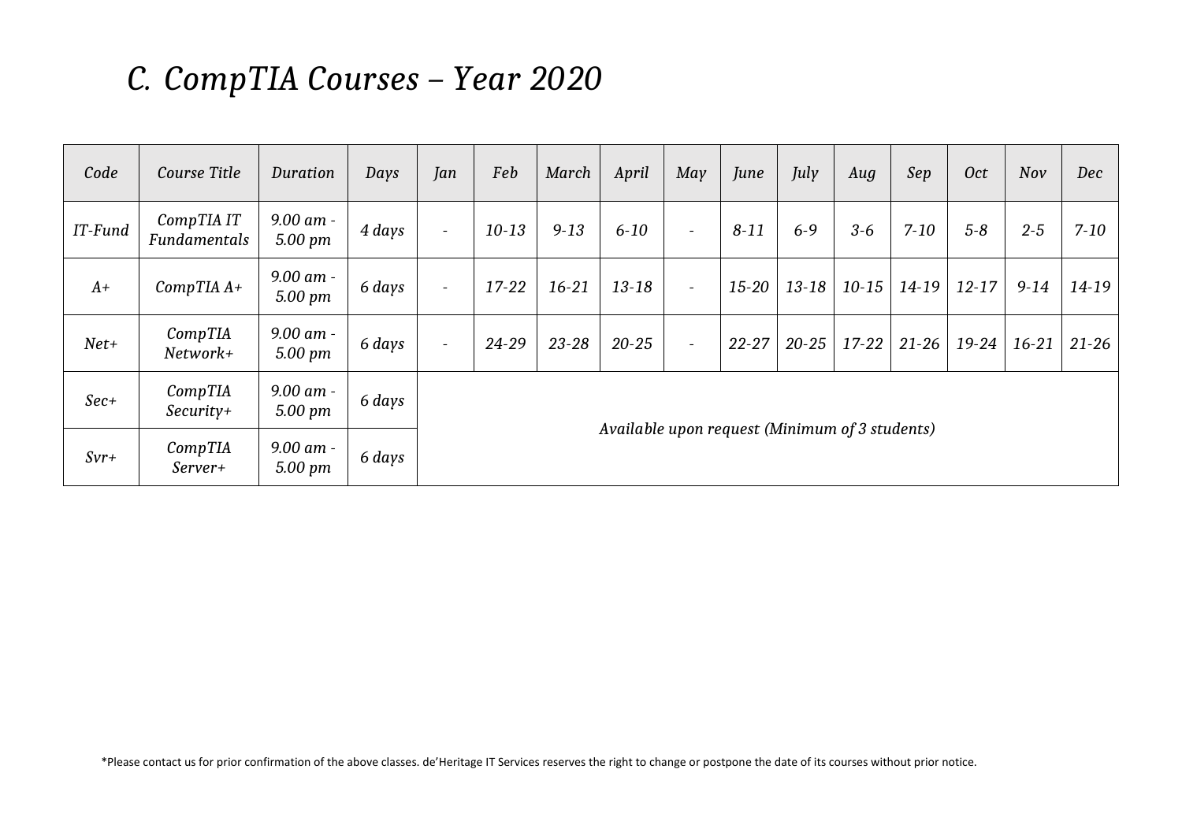## C. CompTIA Courses – Year 2020

| Code | Course Title | Duration | Days | Jan | Feb | March | April | May | June | July | Aug | Sep | Oct | Nov | Dec |
|---|---|---|---|---|---|---|---|---|---|---|---|---|---|---|---|
| IT-Fund | CompTIA IT Fundamentals | 9.00 am - 5.00 pm | 4 days | - | 10-13 | 9-13 | 6-10 | - | 8-11 | 6-9 | 3-6 | 7-10 | 5-8 | 2-5 | 7-10 |
| A+ | CompTIA A+ | 9.00 am - 5.00 pm | 6 days | - | 17-22 | 16-21 | 13-18 | - | 15-20 | 13-18 | 10-15 | 14-19 | 12-17 | 9-14 | 14-19 |
| Net+ | CompTIA Network+ | 9.00 am - 5.00 pm | 6 days | - | 24-29 | 23-28 | 20-25 | - | 22-27 | 20-25 | 17-22 | 21-26 | 19-24 | 16-21 | 21-26 |
| Sec+ | CompTIA Security+ | 9.00 am - 5.00 pm | 6 days | Available upon request (Minimum of 3 students) | | | | | | | | | | | |
| Svr+ | CompTIA Server+ | 9.00 am - 5.00 pm | 6 days | | | | | | | | | | | | |

*Please contact us for prior confirmation of the above classes. de'Heritage IT Services reserves the right to change or postpone the date of its courses without prior notice.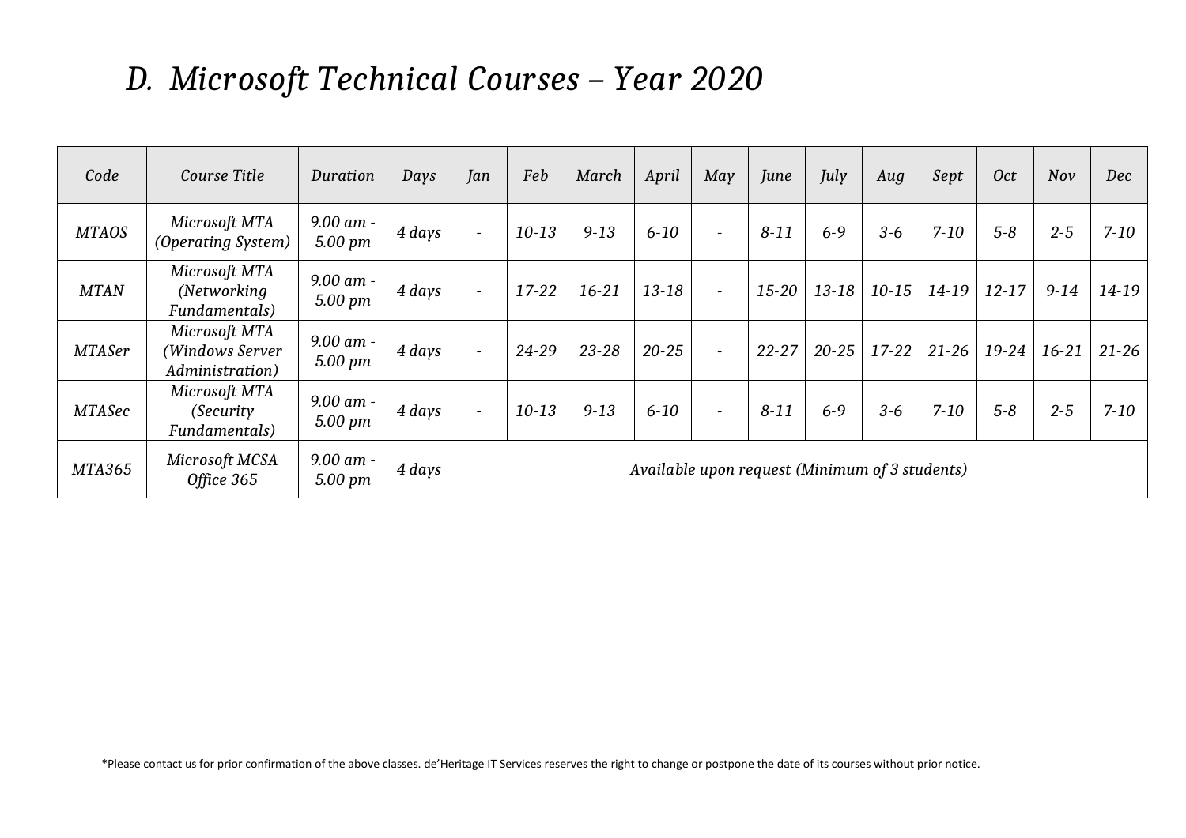## *D. Microsoft Technical Courses – Year 2020*

| *Code* | *Course Title* | *Duration* | *Days* | *Jan* | *Feb* | *March* | *April* | *May* | *June* | *July* | *Aug* | *Sept* | *Oct* | *Nov* | *Dec* |
|---|---|---|---|---|---|---|---|---|---|---|---|---|---|---|---|
| *MTAOS* | *Microsoft MTA (Operating System)* | *9.00 am - 5.00 pm* | *4 days* | - | *10-13* | *9-13* | *6-10* | - | *8-11* | *6-9* | *3-6* | *7-10* | *5-8* | *2-5* | *7-10* |
| *MTAN* | *Microsoft MTA (Networking Fundamentals)* | *9.00 am - 5.00 pm* | *4 days* | - | *17-22* | *16-21* | *13-18* | - | *15-20* | *13-18* | *10-15* | *14-19* | *12-17* | *9-14* | *14-19* |
| *MTASer* | *Microsoft MTA (Windows Server Administration)* | *9.00 am - 5.00 pm* | *4 days* | - | *24-29* | *23-28* | *20-25* | - | *22-27* | *20-25* | *17-22* | *21-26* | *19-24* | *16-21* | *21-26* |
| *MTASec* | *Microsoft MTA (Security Fundamentals)* | *9.00 am - 5.00 pm* | *4 days* | - | *10-13* | *9-13* | *6-10* | - | *8-11* | *6-9* | *3-6* | *7-10* | *5-8* | *2-5* | *7-10* |
| *MTA365* | *Microsoft MCSA Office 365* | *9.00 am - 5.00 pm* | *4 days* | *Available upon request (Minimum of 3 students)* | | | | | | | | | | | |

*Please contact us for prior confirmation of the above classes. de'Heritage IT Services reserves the right to change or postpone the date of its courses without prior notice.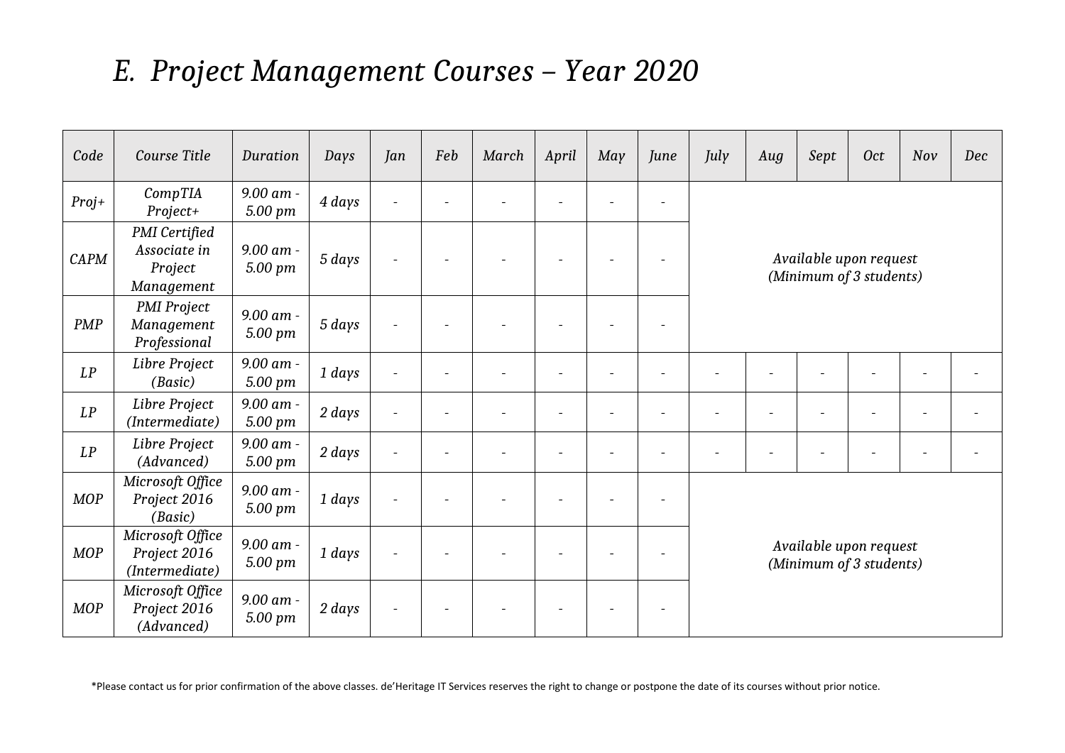# *E. Project Management Courses – Year 2020*

| *Code* | *Course Title* | *Duration* | *Days* | *Jan* | *Feb* | *March* | *April* | *May* | *June* | *July* | *Aug* | *Sept* | *Oct* | *Nov* | *Dec* |
|---|---|---|---|---|---|---|---|---|---|---|---|---|---|---|---|
| *Proj+* | *CompTIA Project+* | *9.00 am - 5.00 pm* | *4 days* | - | - | - | - | - | - | *Available upon request (Minimum of 3 students)* | | | | | |
| *CAPM* | *PMI Certified Associate in Project Management* | *9.00 am - 5.00 pm* | *5 days* | - | - | - | - | - | - | | | | | | |
| *PMP* | *PMI Project Management Professional* | *9.00 am - 5.00 pm* | *5 days* | - | - | - | - | - | - | | | | | | |
| *LP* | *Libre Project (Basic)* | *9.00 am - 5.00 pm* | *1 days* | - | - | - | - | - | - | - | - | - | - | - | - |
| *LP* | *Libre Project (Intermediate)* | *9.00 am - 5.00 pm* | *2 days* | - | - | - | - | - | - | - | - | - | - | - | - |
| *LP* | *Libre Project (Advanced)* | *9.00 am - 5.00 pm* | *2 days* | - | - | - | - | - | - | - | - | - | - | - | - |
| *MOP* | *Microsoft Office Project 2016 (Basic)* | *9.00 am - 5.00 pm* | *1 days* | - | - | - | - | - | - | *Available upon request (Minimum of 3 students)* | | | | | |
| *MOP* | *Microsoft Office Project 2016 (Intermediate)* | *9.00 am - 5.00 pm* | *1 days* | - | - | - | - | - | - | | | | | | |
| *MOP* | *Microsoft Office Project 2016 (Advanced)* | *9.00 am - 5.00 pm* | *2 days* | - | - | - | - | - | - | | | | | | |

*Please contact us for prior confirmation of the above classes. de'Heritage IT Services reserves the right to change or postpone the date of its courses without prior notice.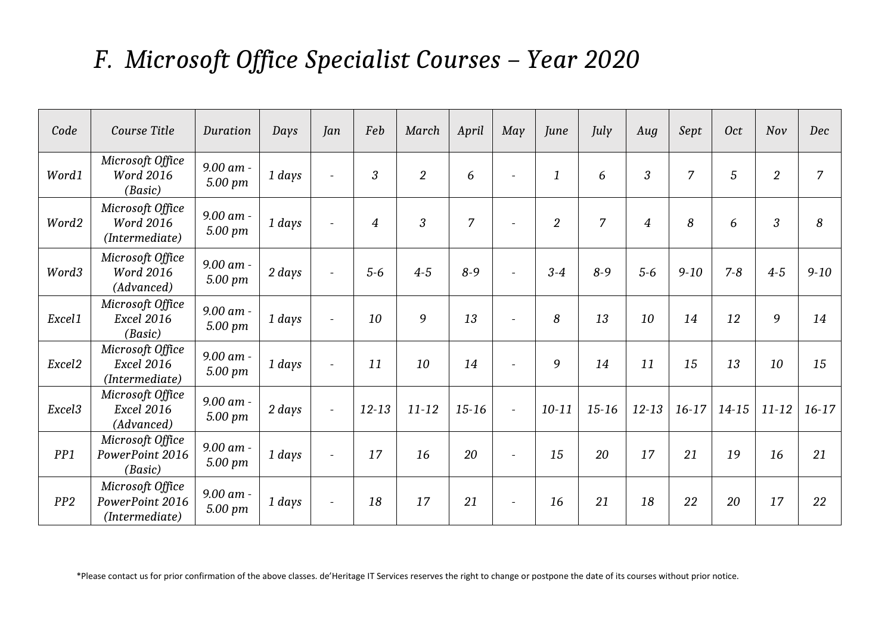# F. Microsoft Office Specialist Courses – Year 2020

| Code | Course Title | Duration | Days | Jan | Feb | March | April | May | June | July | Aug | Sept | Oct | Nov | Dec |
|---|---|---|---|---|---|---|---|---|---|---|---|---|---|---|---|
| Word1 | Microsoft Office Word 2016 (Basic) | 9.00 am - 5.00 pm | 1 days | - | 3 | 2 | 6 | - | 1 | 6 | 3 | 7 | 5 | 2 | 7 |
| Word2 | Microsoft Office Word 2016 (Intermediate) | 9.00 am - 5.00 pm | 1 days | - | 4 | 3 | 7 | - | 2 | 7 | 4 | 8 | 6 | 3 | 8 |
| Word3 | Microsoft Office Word 2016 (Advanced) | 9.00 am - 5.00 pm | 2 days | - | 5-6 | 4-5 | 8-9 | - | 3-4 | 8-9 | 5-6 | 9-10 | 7-8 | 4-5 | 9-10 |
| Excel1 | Microsoft Office Excel 2016 (Basic) | 9.00 am - 5.00 pm | 1 days | - | 10 | 9 | 13 | - | 8 | 13 | 10 | 14 | 12 | 9 | 14 |
| Excel2 | Microsoft Office Excel 2016 (Intermediate) | 9.00 am - 5.00 pm | 1 days | - | 11 | 10 | 14 | - | 9 | 14 | 11 | 15 | 13 | 10 | 15 |
| Excel3 | Microsoft Office Excel 2016 (Advanced) | 9.00 am - 5.00 pm | 2 days | - | 12-13 | 11-12 | 15-16 | - | 10-11 | 15-16 | 12-13 | 16-17 | 14-15 | 11-12 | 16-17 |
| PP1 | Microsoft Office PowerPoint 2016 (Basic) | 9.00 am - 5.00 pm | 1 days | - | 17 | 16 | 20 | - | 15 | 20 | 17 | 21 | 19 | 16 | 21 |
| PP2 | Microsoft Office PowerPoint 2016 (Intermediate) | 9.00 am - 5.00 pm | 1 days | - | 18 | 17 | 21 | - | 16 | 21 | 18 | 22 | 20 | 17 | 22 |

*Please contact us for prior confirmation of the above classes. de'Heritage IT Services reserves the right to change or postpone the date of its courses without prior notice.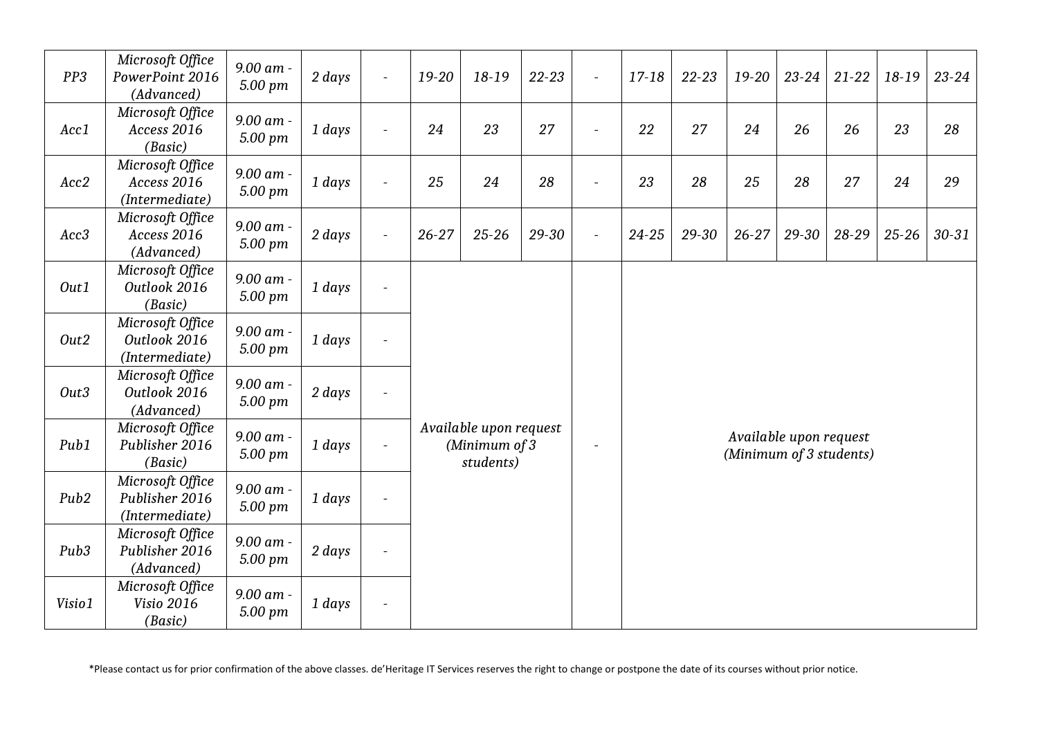| PP3 | Microsoft Office PowerPoint 2016 (Advanced) | 9.00 am - 5.00 pm | 2 days | - | 19-20 | 18-19 | 22-23 | - | 17-18 | 22-23 | 19-20 | 23-24 | 21-22 | 18-19 | 23-24 |
|---|---|---|---|---|---|---|---|---|---|---|---|---|---|---|---|
| Acc1 | Microsoft Office Access 2016 (Basic) | 9.00 am - 5.00 pm | 1 days | - | 24 | 23 | 27 | - | 22 | 27 | 24 | 26 | 26 | 23 | 28 |
| Acc2 | Microsoft Office Access 2016 (Intermediate) | 9.00 am - 5.00 pm | 1 days | - | 25 | 24 | 28 | - | 23 | 28 | 25 | 28 | 27 | 24 | 29 |
| Acc3 | Microsoft Office Access 2016 (Advanced) | 9.00 am - 5.00 pm | 2 days | - | 26-27 | 25-26 | 29-30 | - | 24-25 | 29-30 | 26-27 | 29-30 | 28-29 | 25-26 | 30-31 |
| Out1 | Microsoft Office Outlook 2016 (Basic) | 9.00 am - 5.00 pm | 1 days | - | Available upon request (Minimum of 3 students) | | | - | Available upon request (Minimum of 3 students) | | | | | | |
| Out2 | Microsoft Office Outlook 2016 (Intermediate) | 9.00 am - 5.00 pm | 1 days | - | | | | | | | | | | | |
| Out3 | Microsoft Office Outlook 2016 (Advanced) | 9.00 am - 5.00 pm | 2 days | - | | | | | | | | | | | |
| Pub1 | Microsoft Office Publisher 2016 (Basic) | 9.00 am - 5.00 pm | 1 days | - | | | | | | | | | | | |
| Pub2 | Microsoft Office Publisher 2016 (Intermediate) | 9.00 am - 5.00 pm | 1 days | - | | | | | | | | | | | |
| Pub3 | Microsoft Office Publisher 2016 (Advanced) | 9.00 am - 5.00 pm | 2 days | - | | | | | | | | | | | |
| Visio1 | Microsoft Office Visio 2016 (Basic) | 9.00 am - 5.00 pm | 1 days | - | | | | | | | | | | | |

*Please contact us for prior confirmation of the above classes. de'Heritage IT Services reserves the right to change or postpone the date of its courses without prior notice.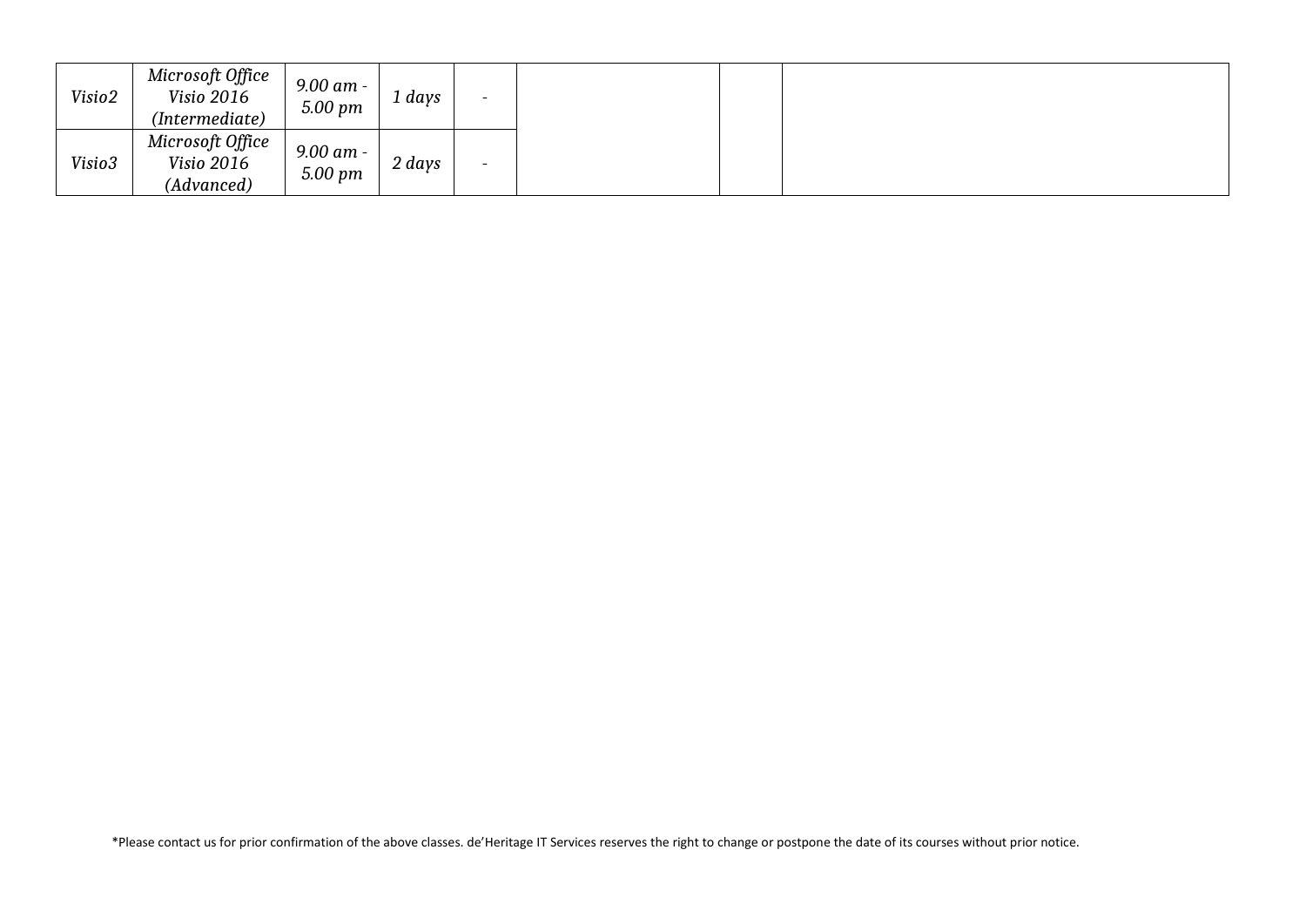| | | | | | | | |
|---|---|---|---|---|---|---|---|
| *Visio2* | *Microsoft Office Visio 2016 (Intermediate)* | *9.00 am - 5.00 pm* | *1 days* | - | | | |
| *Visio3* | *Microsoft Office Visio 2016 (Advanced)* | *9.00 am - 5.00 pm* | *2 days* | - | | | |

*Please contact us for prior confirmation of the above classes. de'Heritage IT Services reserves the right to change or postpone the date of its courses without prior notice.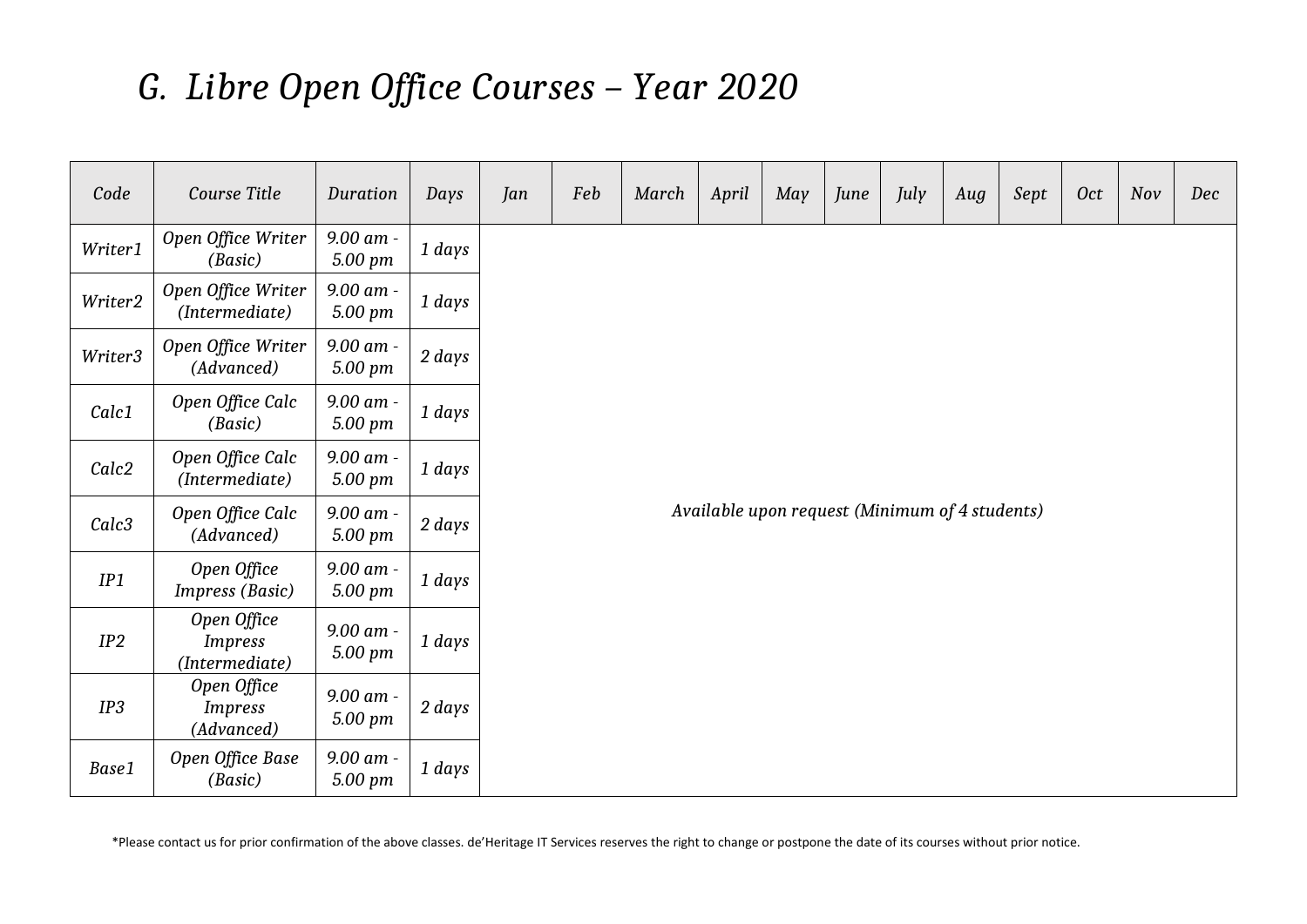# *G. Libre Open Office Courses – Year 2020*

| *Code* | *Course Title* | *Duration* | *Days* | *Jan* | *Feb* | *March* | *April* | *May* | *June* | *July* | *Aug* | *Sept* | *Oct* | *Nov* | *Dec* |
|---|---|---|---|---|---|---|---|---|---|---|---|---|---|---|---|
| *Writer1* | *Open Office Writer (Basic)* | *9.00 am - 5.00 pm* | *1 days* | *Available upon request (Minimum of 4 students)* | | | | | | | | | | | |
| *Writer2* | *Open Office Writer (Intermediate)* | *9.00 am - 5.00 pm* | *1 days* | | | | | | | | | | | | |
| *Writer3* | *Open Office Writer (Advanced)* | *9.00 am - 5.00 pm* | *2 days* | | | | | | | | | | | | |
| *Calc1* | *Open Office Calc (Basic)* | *9.00 am - 5.00 pm* | *1 days* | | | | | | | | | | | | |
| *Calc2* | *Open Office Calc (Intermediate)* | *9.00 am - 5.00 pm* | *1 days* | | | | | | | | | | | | |
| *Calc3* | *Open Office Calc (Advanced)* | *9.00 am - 5.00 pm* | *2 days* | | | | | | | | | | | | |
| *IP1* | *Open Office Impress (Basic)* | *9.00 am - 5.00 pm* | *1 days* | | | | | | | | | | | | |
| *IP2* | *Open Office Impress (Intermediate)* | *9.00 am - 5.00 pm* | *1 days* | | | | | | | | | | | | |
| *IP3* | *Open Office Impress (Advanced)* | *9.00 am - 5.00 pm* | *2 days* | | | | | | | | | | | | |
| *Base1* | *Open Office Base (Basic)* | *9.00 am - 5.00 pm* | *1 days* | | | | | | | | | | | | |

*Please contact us for prior confirmation of the above classes. de'Heritage IT Services reserves the right to change or postpone the date of its courses without prior notice.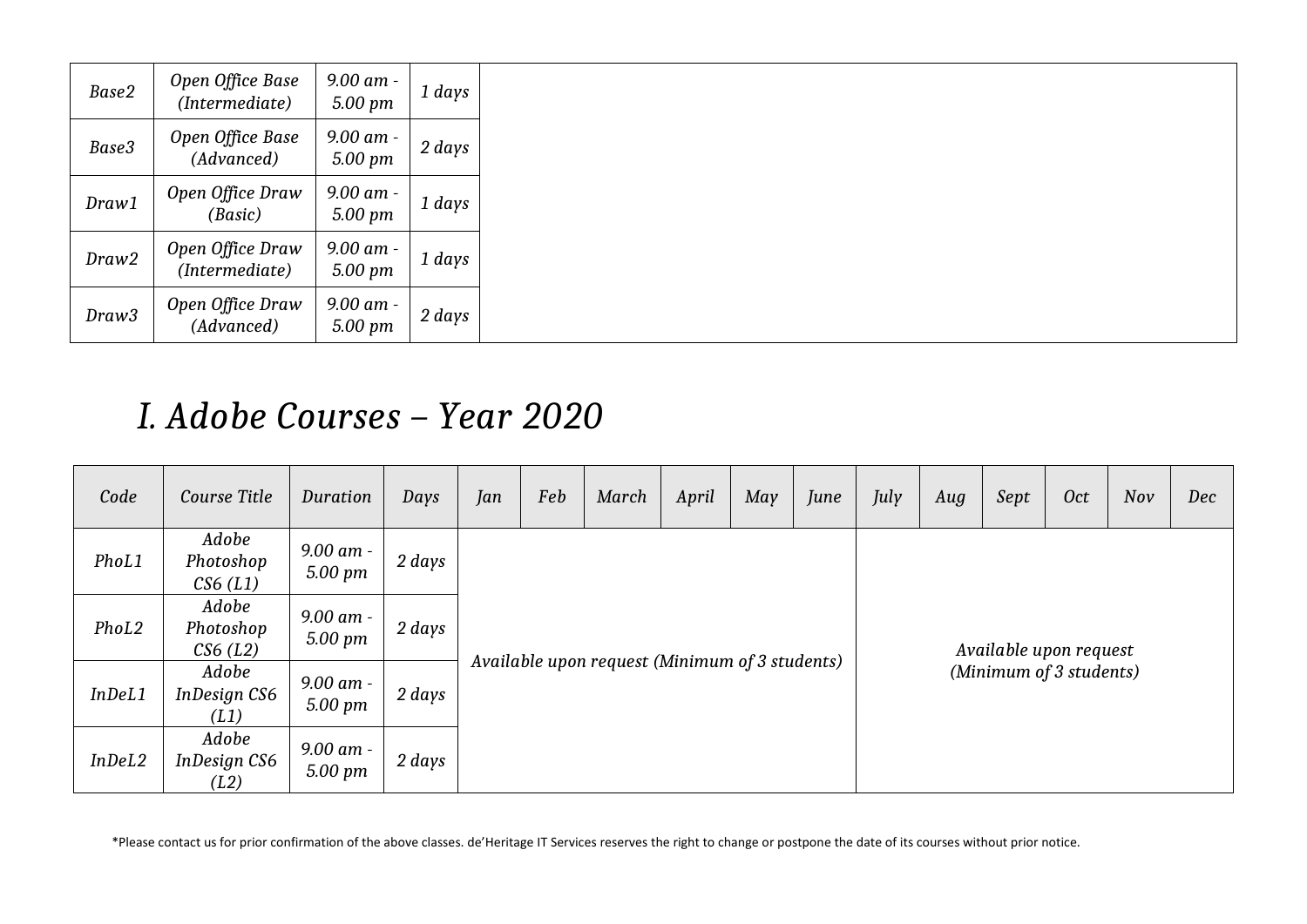| Base2 | Open Office Base (Intermediate) | 9.00 am - 5.00 pm | 1 days | |
|---|---|---|---|---|
| Base3 | Open Office Base (Advanced) | 9.00 am - 5.00 pm | 2 days | |
| Draw1 | Open Office Draw (Basic) | 9.00 am - 5.00 pm | 1 days | |
| Draw2 | Open Office Draw (Intermediate) | 9.00 am - 5.00 pm | 1 days | |
| Draw3 | Open Office Draw (Advanced) | 9.00 am - 5.00 pm | 2 days | |

# *I. Adobe Courses – Year 2020*

| Code | Course Title | Duration | Days | Jan | Feb | March | April | May | June | July | Aug | Sept | Oct | Nov | Dec |
|---|---|---|---|---|---|---|---|---|---|---|---|---|---|---|---|
| PhoL1 | Adobe Photoshop CS6 (L1) | 9.00 am - 5.00 pm | 2 days | Available upon request (Minimum of 3 students) | | | | | | Available upon request (Minimum of 3 students) | | | | | |
| PhoL2 | Adobe Photoshop CS6 (L2) | 9.00 am - 5.00 pm | 2 days | | | | | | | | | | | | |
| InDeL1 | Adobe InDesign CS6 (L1) | 9.00 am - 5.00 pm | 2 days | | | | | | | | | | | | |
| InDeL2 | Adobe InDesign CS6 (L2) | 9.00 am - 5.00 pm | 2 days | | | | | | | | | | | | |

*Please contact us for prior confirmation of the above classes. de'Heritage IT Services reserves the right to change or postpone the date of its courses without prior notice.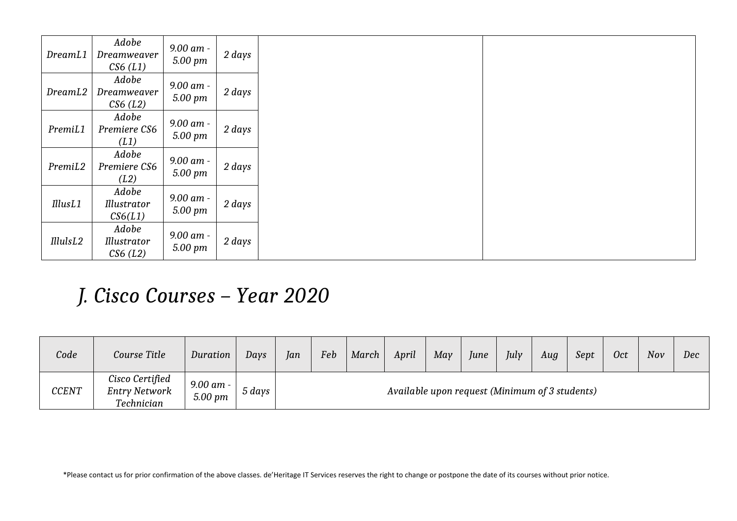| DreamL1 | Adobe Dreamweaver CS6 (L1) | 9.00 am - 5.00 pm | 2 days | | |
|---|---|---|---|---|---|
| DreamL2 | Adobe Dreamweaver CS6 (L2) | 9.00 am - 5.00 pm | 2 days | | |
| PremiL1 | Adobe Premiere CS6 (L1) | 9.00 am - 5.00 pm | 2 days | | |
| PremiL2 | Adobe Premiere CS6 (L2) | 9.00 am - 5.00 pm | 2 days | | |
| IllusL1 | Adobe Illustrator CS6(L1) | 9.00 am - 5.00 pm | 2 days | | |
| IllulsL2 | Adobe Illustrator CS6 (L2) | 9.00 am - 5.00 pm | 2 days | | |

# *J. Cisco Courses – Year 2020*

| Code | Course Title | Duration | Days | Jan | Feb | March | April | May | June | July | Aug | Sept | Oct | Nov | Dec |
|---|---|---|---|---|---|---|---|---|---|---|---|---|---|---|---|
| CCENT | Cisco Certified Entry Network Technician | 9.00 am - 5.00 pm | 5 days | Available upon request (Minimum of 3 students) | | | | | | | | | | | |

*Please contact us for prior confirmation of the above classes. de'Heritage IT Services reserves the right to change or postpone the date of its courses without prior notice.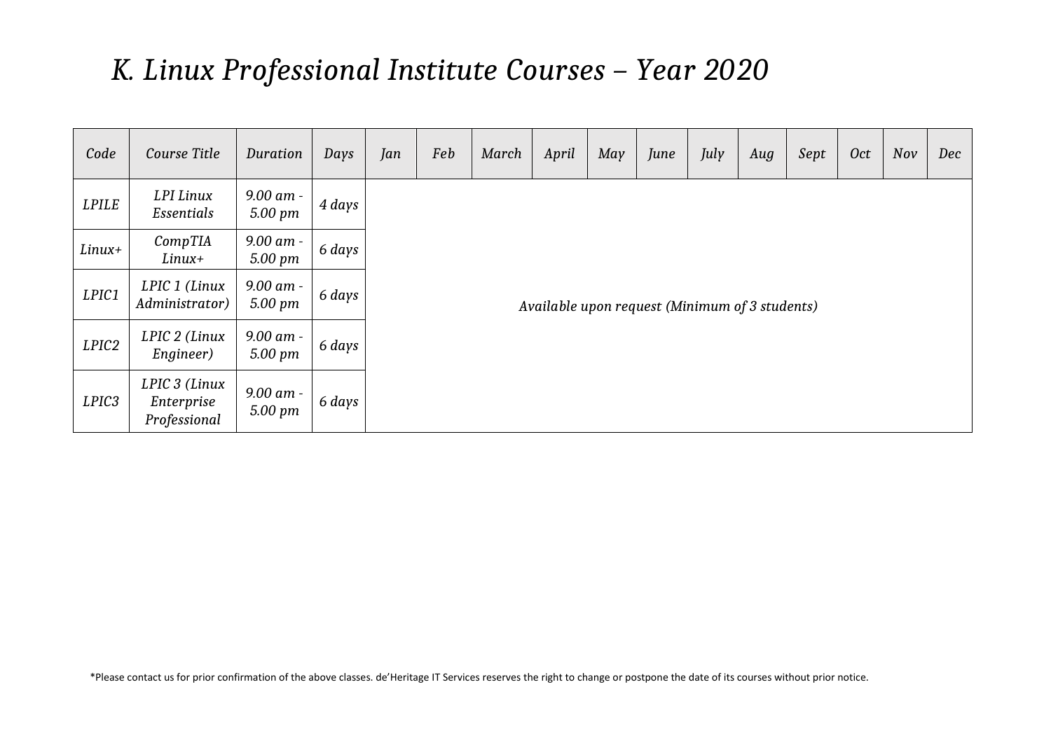# *K. Linux Professional Institute Courses – Year 2020*

| *Code* | *Course Title* | *Duration* | *Days* | *Jan* | *Feb* | *March* | *April* | *May* | *June* | *July* | *Aug* | *Sept* | *Oct* | *Nov* | *Dec* |
|---|---|---|---|---|---|---|---|---|---|---|---|---|---|---|---|
| *LPILE* | *LPI Linux Essentials* | *9.00 am - 5.00 pm* | *4 days* | *Available upon request (Minimum of 3 students)* | | | | | | | | | | | |
| *Linux+* | *CompTIA Linux+* | *9.00 am - 5.00 pm* | *6 days* | | | | | | | | | | | | |
| *LPIC1* | *LPIC 1 (Linux Administrator)* | *9.00 am - 5.00 pm* | *6 days* | | | | | | | | | | | | |
| *LPIC2* | *LPIC 2 (Linux Engineer)* | *9.00 am - 5.00 pm* | *6 days* | | | | | | | | | | | | |
| *LPIC3* | *LPIC 3 (Linux Enterprise Professional* | *9.00 am - 5.00 pm* | *6 days* | | | | | | | | | | | | |

*Please contact us for prior confirmation of the above classes. de'Heritage IT Services reserves the right to change or postpone the date of its courses without prior notice.